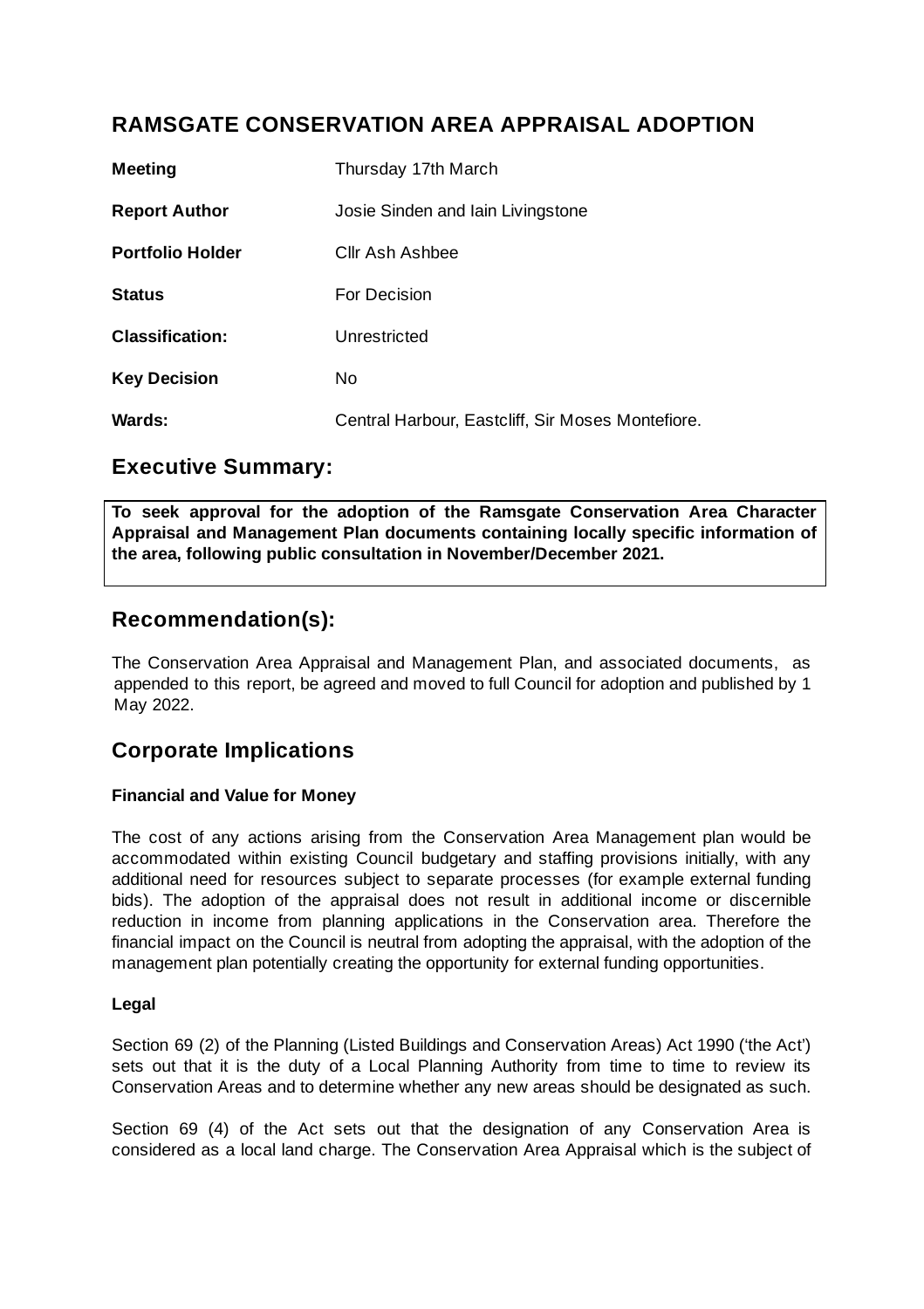# RAMSGATE CONSERVATION AREA APPRAISAL ADOPTION

| | |
|---|---|
| **Meeting** | Thursday 17th March |
| **Report Author** | Josie Sinden and Iain Livingstone |
| **Portfolio Holder** | Cllr Ash Ashbee |
| **Status** | For Decision |
| **Classification:** | Unrestricted |
| **Key Decision** | No |
| **Wards:** | Central Harbour, Eastcliff, Sir Moses Montefiore. |

## Executive Summary:

**To seek approval for the adoption of the Ramsgate Conservation Area Character Appraisal and Management Plan documents containing locally specific information of the area, following public consultation in November/December 2021.**

## Recommendation(s):

The Conservation Area Appraisal and Management Plan, and associated documents, as appended to this report, be agreed and moved to full Council for adoption and published by 1 May 2022.

## Corporate Implications

### Financial and Value for Money

The cost of any actions arising from the Conservation Area Management plan would be accommodated within existing Council budgetary and staffing provisions initially, with any additional need for resources subject to separate processes (for example external funding bids). The adoption of the appraisal does not result in additional income or discernible reduction in income from planning applications in the Conservation area. Therefore the financial impact on the Council is neutral from adopting the appraisal, with the adoption of the management plan potentially creating the opportunity for external funding opportunities.

### Legal

Section 69 (2) of the Planning (Listed Buildings and Conservation Areas) Act 1990 ('the Act') sets out that it is the duty of a Local Planning Authority from time to time to review its Conservation Areas and to determine whether any new areas should be designated as such.

Section 69 (4) of the Act sets out that the designation of any Conservation Area is considered as a local land charge. The Conservation Area Appraisal which is the subject of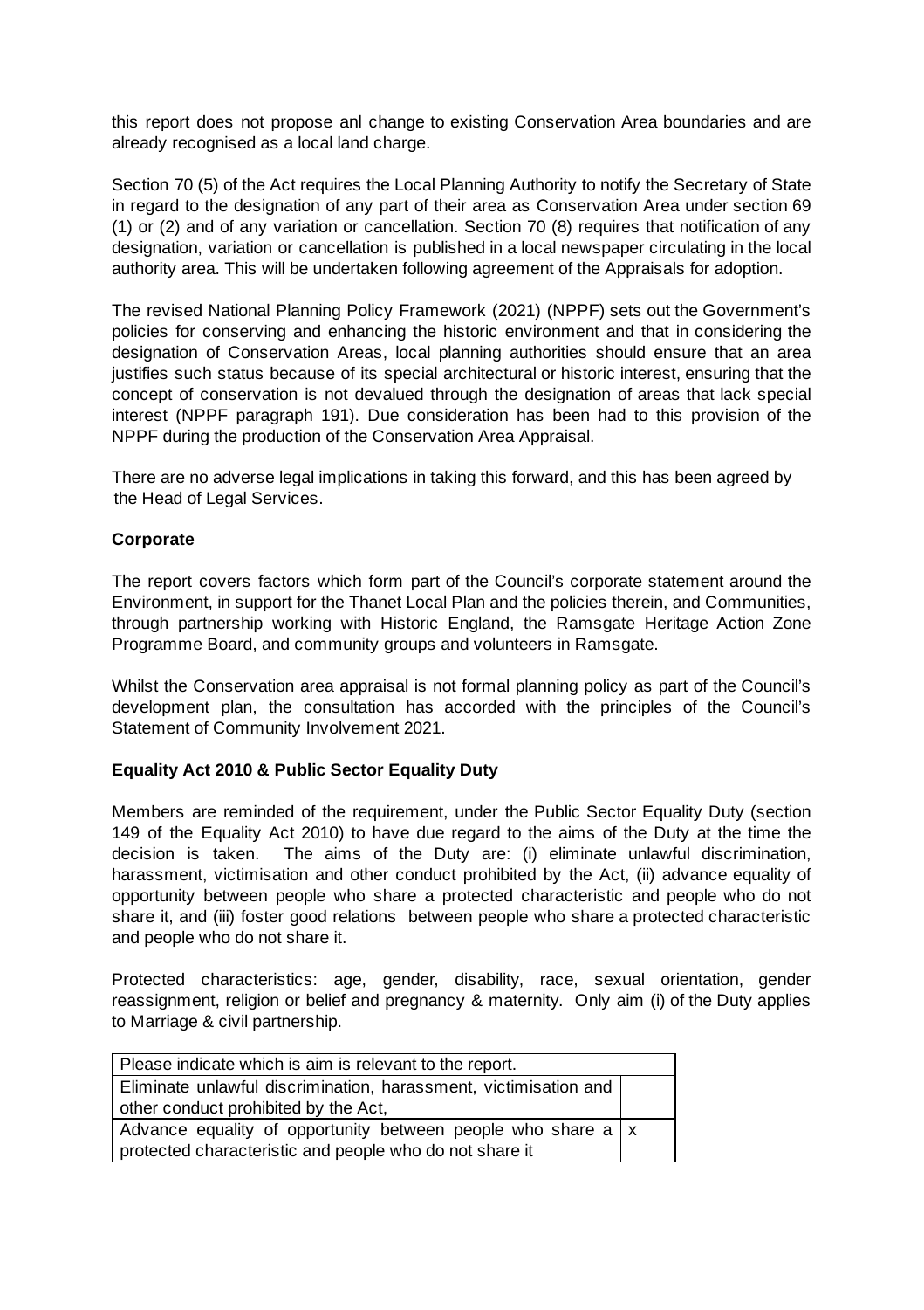this report does not propose anl change to existing Conservation Area boundaries and are already recognised as a local land charge.

Section 70 (5) of the Act requires the Local Planning Authority to notify the Secretary of State in regard to the designation of any part of their area as Conservation Area under section 69 (1) or (2) and of any variation or cancellation. Section 70 (8) requires that notification of any designation, variation or cancellation is published in a local newspaper circulating in the local authority area. This will be undertaken following agreement of the Appraisals for adoption.

The revised National Planning Policy Framework (2021) (NPPF) sets out the Government's policies for conserving and enhancing the historic environment and that in considering the designation of Conservation Areas, local planning authorities should ensure that an area justifies such status because of its special architectural or historic interest, ensuring that the concept of conservation is not devalued through the designation of areas that lack special interest (NPPF paragraph 191). Due consideration has been had to this provision of the NPPF during the production of the Conservation Area Appraisal.

There are no adverse legal implications in taking this forward, and this has been agreed by the Head of Legal Services.

**Corporate**

The report covers factors which form part of the Council's corporate statement around the Environment, in support for the Thanet Local Plan and the policies therein, and Communities, through partnership working with Historic England, the Ramsgate Heritage Action Zone Programme Board, and community groups and volunteers in Ramsgate.

Whilst the Conservation area appraisal is not formal planning policy as part of the Council's development plan, the consultation has accorded with the principles of the Council's Statement of Community Involvement 2021.

**Equality Act 2010 & Public Sector Equality Duty**

Members are reminded of the requirement, under the Public Sector Equality Duty (section 149 of the Equality Act 2010) to have due regard to the aims of the Duty at the time the decision is taken. The aims of the Duty are: (i) eliminate unlawful discrimination, harassment, victimisation and other conduct prohibited by the Act, (ii) advance equality of opportunity between people who share a protected characteristic and people who do not share it, and (iii) foster good relations between people who share a protected characteristic and people who do not share it.

Protected characteristics: age, gender, disability, race, sexual orientation, gender reassignment, religion or belief and pregnancy & maternity. Only aim (i) of the Duty applies to Marriage & civil partnership.

| Please indicate which is aim is relevant to the report. | |
|---|---|
| Eliminate unlawful discrimination, harassment, victimisation and other conduct prohibited by the Act, | |
| Advance equality of opportunity between people who share a protected characteristic and people who do not share it | x |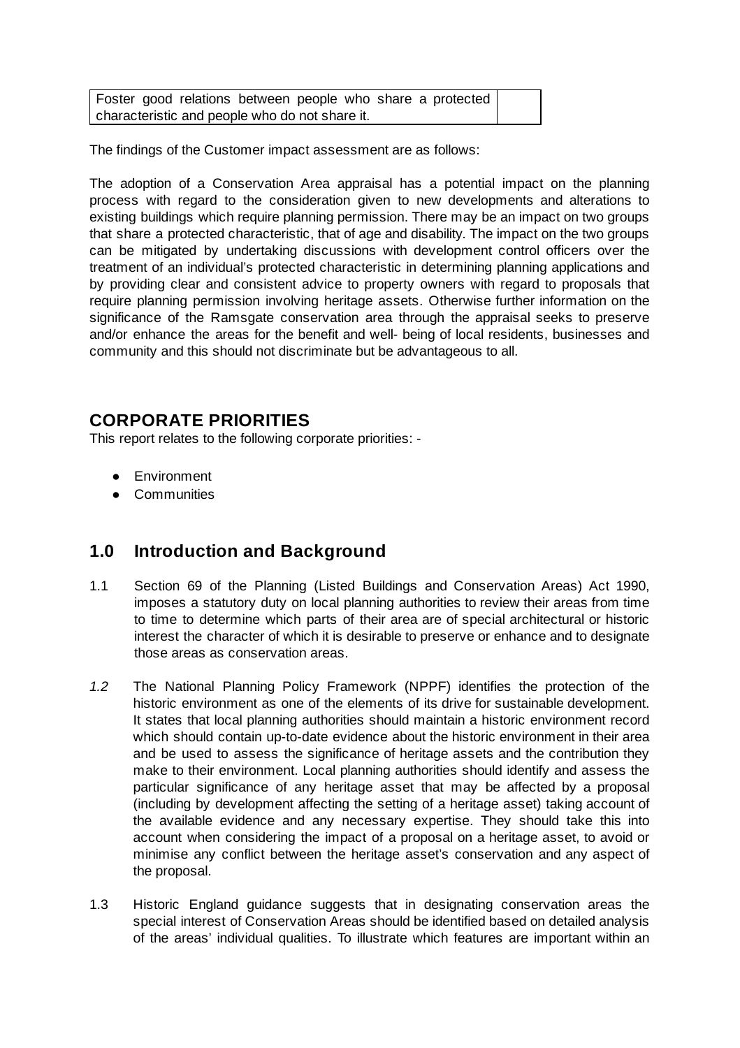| Foster good relations between people who share a protected characteristic and people who do not share it. | |
|---|---|

The findings of the Customer impact assessment are as follows:

The adoption of a Conservation Area appraisal has a potential impact on the planning process with regard to the consideration given to new developments and alterations to existing buildings which require planning permission. There may be an impact on two groups that share a protected characteristic, that of age and disability. The impact on the two groups can be mitigated by undertaking discussions with development control officers over the treatment of an individual's protected characteristic in determining planning applications and by providing clear and consistent advice to property owners with regard to proposals that require planning permission involving heritage assets. Otherwise further information on the significance of the Ramsgate conservation area through the appraisal seeks to preserve and/or enhance the areas for the benefit and well- being of local residents, businesses and community and this should not discriminate but be advantageous to all.

## CORPORATE PRIORITIES

This report relates to the following corporate priorities: -

- Environment
- Communities

## 1.0 Introduction and Background

1.1 Section 69 of the Planning (Listed Buildings and Conservation Areas) Act 1990, imposes a statutory duty on local planning authorities to review their areas from time to time to determine which parts of their area are of special architectural or historic interest the character of which it is desirable to preserve or enhance and to designate those areas as conservation areas.

*1.2* The National Planning Policy Framework (NPPF) identifies the protection of the historic environment as one of the elements of its drive for sustainable development. It states that local planning authorities should maintain a historic environment record which should contain up-to-date evidence about the historic environment in their area and be used to assess the significance of heritage assets and the contribution they make to their environment. Local planning authorities should identify and assess the particular significance of any heritage asset that may be affected by a proposal (including by development affecting the setting of a heritage asset) taking account of the available evidence and any necessary expertise. They should take this into account when considering the impact of a proposal on a heritage asset, to avoid or minimise any conflict between the heritage asset's conservation and any aspect of the proposal.

1.3 Historic England guidance suggests that in designating conservation areas the special interest of Conservation Areas should be identified based on detailed analysis of the areas' individual qualities. To illustrate which features are important within an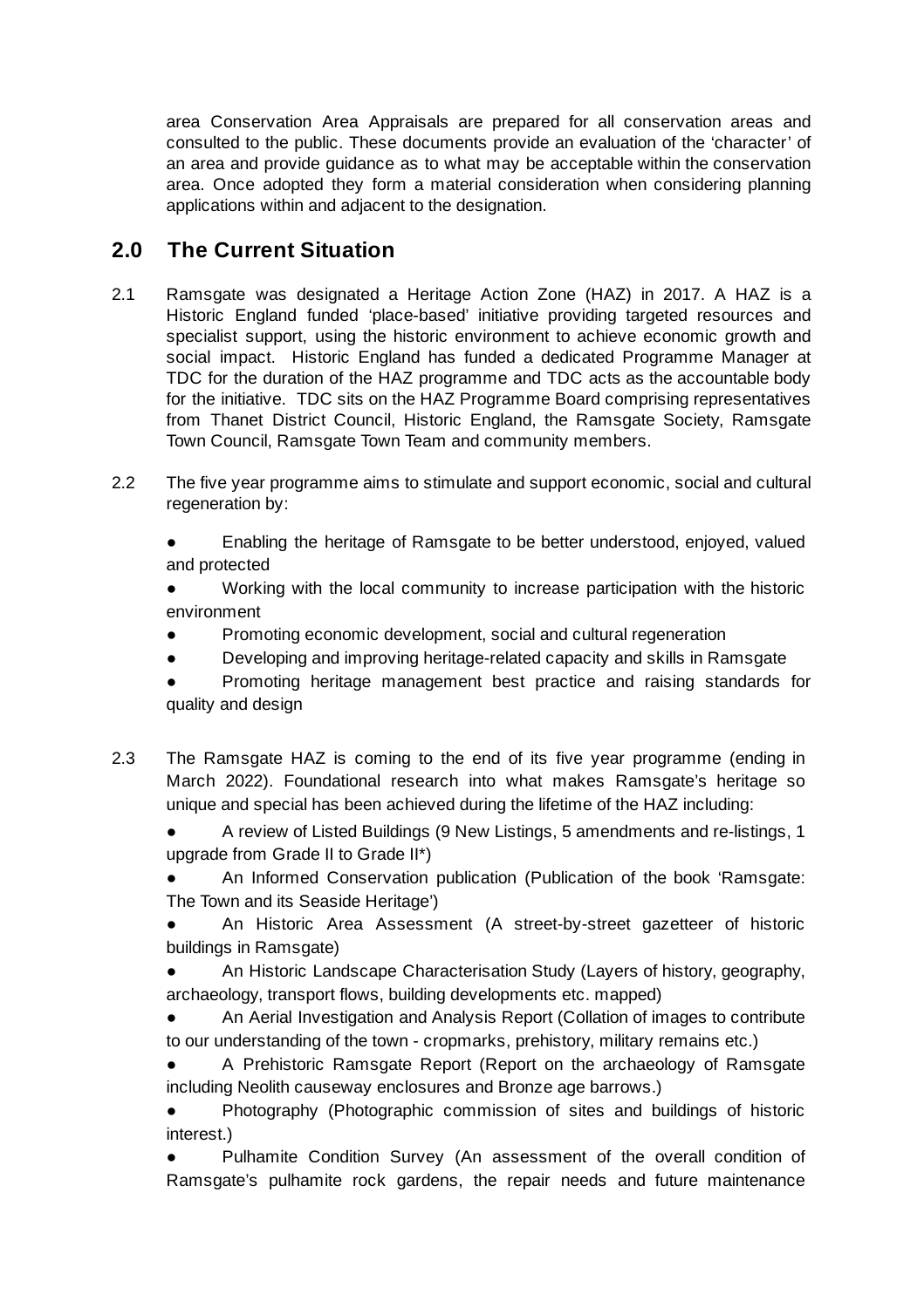area Conservation Area Appraisals are prepared for all conservation areas and consulted to the public. These documents provide an evaluation of the 'character' of an area and provide guidance as to what may be acceptable within the conservation area. Once adopted they form a material consideration when considering planning applications within and adjacent to the designation.

## 2.0 The Current Situation

2.1 Ramsgate was designated a Heritage Action Zone (HAZ) in 2017. A HAZ is a Historic England funded 'place-based' initiative providing targeted resources and specialist support, using the historic environment to achieve economic growth and social impact. Historic England has funded a dedicated Programme Manager at TDC for the duration of the HAZ programme and TDC acts as the accountable body for the initiative. TDC sits on the HAZ Programme Board comprising representatives from Thanet District Council, Historic England, the Ramsgate Society, Ramsgate Town Council, Ramsgate Town Team and community members.

2.2 The five year programme aims to stimulate and support economic, social and cultural regeneration by:

- Enabling the heritage of Ramsgate to be better understood, enjoyed, valued and protected
- Working with the local community to increase participation with the historic environment
- Promoting economic development, social and cultural regeneration
- Developing and improving heritage-related capacity and skills in Ramsgate
- Promoting heritage management best practice and raising standards for quality and design

2.3 The Ramsgate HAZ is coming to the end of its five year programme (ending in March 2022). Foundational research into what makes Ramsgate's heritage so unique and special has been achieved during the lifetime of the HAZ including:

- A review of Listed Buildings (9 New Listings, 5 amendments and re-listings, 1 upgrade from Grade II to Grade II*)
- An Informed Conservation publication (Publication of the book 'Ramsgate: The Town and its Seaside Heritage')
- An Historic Area Assessment (A street-by-street gazetteer of historic buildings in Ramsgate)
- An Historic Landscape Characterisation Study (Layers of history, geography, archaeology, transport flows, building developments etc. mapped)
- An Aerial Investigation and Analysis Report (Collation of images to contribute to our understanding of the town - cropmarks, prehistory, military remains etc.)
- A Prehistoric Ramsgate Report (Report on the archaeology of Ramsgate including Neolith causeway enclosures and Bronze age barrows.)
- Photography (Photographic commission of sites and buildings of historic interest.)
- Pulhamite Condition Survey (An assessment of the overall condition of Ramsgate's pulhamite rock gardens, the repair needs and future maintenance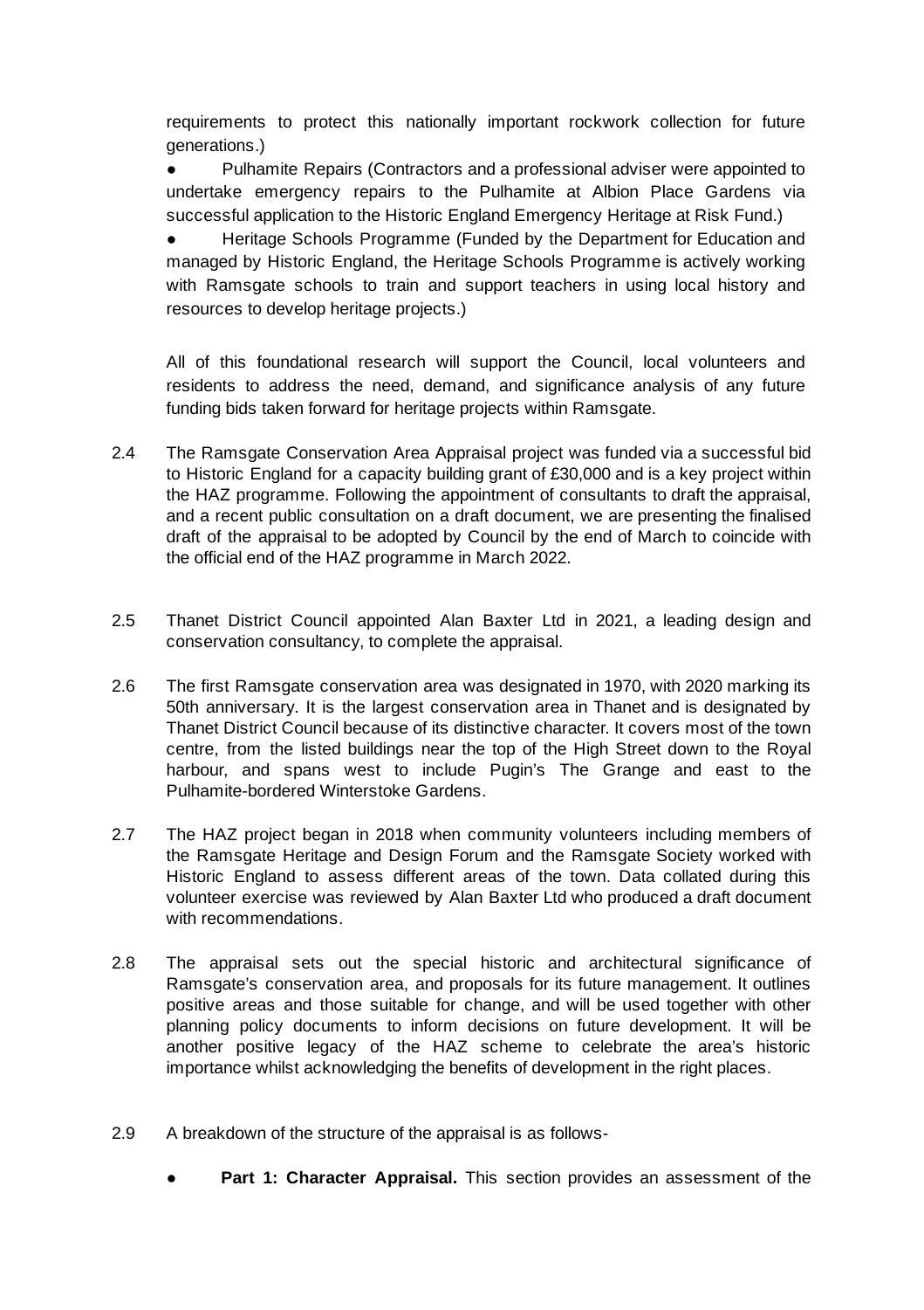requirements to protect this nationally important rockwork collection for future generations.)

- Pulhamite Repairs (Contractors and a professional adviser were appointed to undertake emergency repairs to the Pulhamite at Albion Place Gardens via successful application to the Historic England Emergency Heritage at Risk Fund.)
- Heritage Schools Programme (Funded by the Department for Education and managed by Historic England, the Heritage Schools Programme is actively working with Ramsgate schools to train and support teachers in using local history and resources to develop heritage projects.)

All of this foundational research will support the Council, local volunteers and residents to address the need, demand, and significance analysis of any future funding bids taken forward for heritage projects within Ramsgate.

2.4 The Ramsgate Conservation Area Appraisal project was funded via a successful bid to Historic England for a capacity building grant of £30,000 and is a key project within the HAZ programme. Following the appointment of consultants to draft the appraisal, and a recent public consultation on a draft document, we are presenting the finalised draft of the appraisal to be adopted by Council by the end of March to coincide with the official end of the HAZ programme in March 2022.

2.5 Thanet District Council appointed Alan Baxter Ltd in 2021, a leading design and conservation consultancy, to complete the appraisal.

2.6 The first Ramsgate conservation area was designated in 1970, with 2020 marking its 50th anniversary. It is the largest conservation area in Thanet and is designated by Thanet District Council because of its distinctive character. It covers most of the town centre, from the listed buildings near the top of the High Street down to the Royal harbour, and spans west to include Pugin's The Grange and east to the Pulhamite-bordered Winterstoke Gardens.

2.7 The HAZ project began in 2018 when community volunteers including members of the Ramsgate Heritage and Design Forum and the Ramsgate Society worked with Historic England to assess different areas of the town. Data collated during this volunteer exercise was reviewed by Alan Baxter Ltd who produced a draft document with recommendations.

2.8 The appraisal sets out the special historic and architectural significance of Ramsgate's conservation area, and proposals for its future management. It outlines positive areas and those suitable for change, and will be used together with other planning policy documents to inform decisions on future development. It will be another positive legacy of the HAZ scheme to celebrate the area's historic importance whilst acknowledging the benefits of development in the right places.

2.9 A breakdown of the structure of the appraisal is as follows-

- **Part 1: Character Appraisal.** This section provides an assessment of the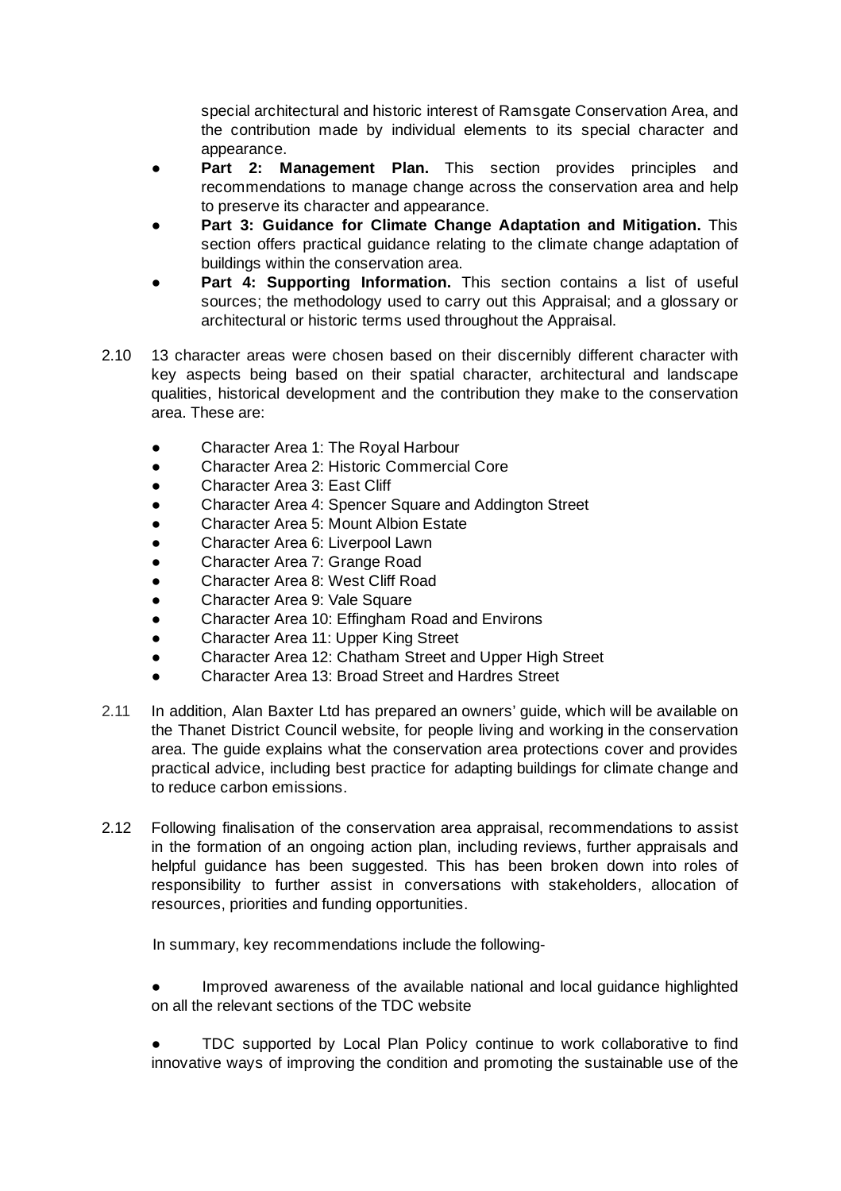special architectural and historic interest of Ramsgate Conservation Area, and the contribution made by individual elements to its special character and appearance.

- **Part 2: Management Plan.** This section provides principles and recommendations to manage change across the conservation area and help to preserve its character and appearance.
- **Part 3: Guidance for Climate Change Adaptation and Mitigation.** This section offers practical guidance relating to the climate change adaptation of buildings within the conservation area.
- **Part 4: Supporting Information.** This section contains a list of useful sources; the methodology used to carry out this Appraisal; and a glossary or architectural or historic terms used throughout the Appraisal.

2.10 13 character areas were chosen based on their discernibly different character with key aspects being based on their spatial character, architectural and landscape qualities, historical development and the contribution they make to the conservation area. These are:

- Character Area 1: The Royal Harbour
- Character Area 2: Historic Commercial Core
- Character Area 3: East Cliff
- Character Area 4: Spencer Square and Addington Street
- Character Area 5: Mount Albion Estate
- Character Area 6: Liverpool Lawn
- Character Area 7: Grange Road
- Character Area 8: West Cliff Road
- Character Area 9: Vale Square
- Character Area 10: Effingham Road and Environs
- Character Area 11: Upper King Street
- Character Area 12: Chatham Street and Upper High Street
- Character Area 13: Broad Street and Hardres Street

2.11 In addition, Alan Baxter Ltd has prepared an owners' guide, which will be available on the Thanet District Council website, for people living and working in the conservation area. The guide explains what the conservation area protections cover and provides practical advice, including best practice for adapting buildings for climate change and to reduce carbon emissions.

2.12 Following finalisation of the conservation area appraisal, recommendations to assist in the formation of an ongoing action plan, including reviews, further appraisals and helpful guidance has been suggested. This has been broken down into roles of responsibility to further assist in conversations with stakeholders, allocation of resources, priorities and funding opportunities.

In summary, key recommendations include the following-

- Improved awareness of the available national and local guidance highlighted on all the relevant sections of the TDC website

- TDC supported by Local Plan Policy continue to work collaborative to find innovative ways of improving the condition and promoting the sustainable use of the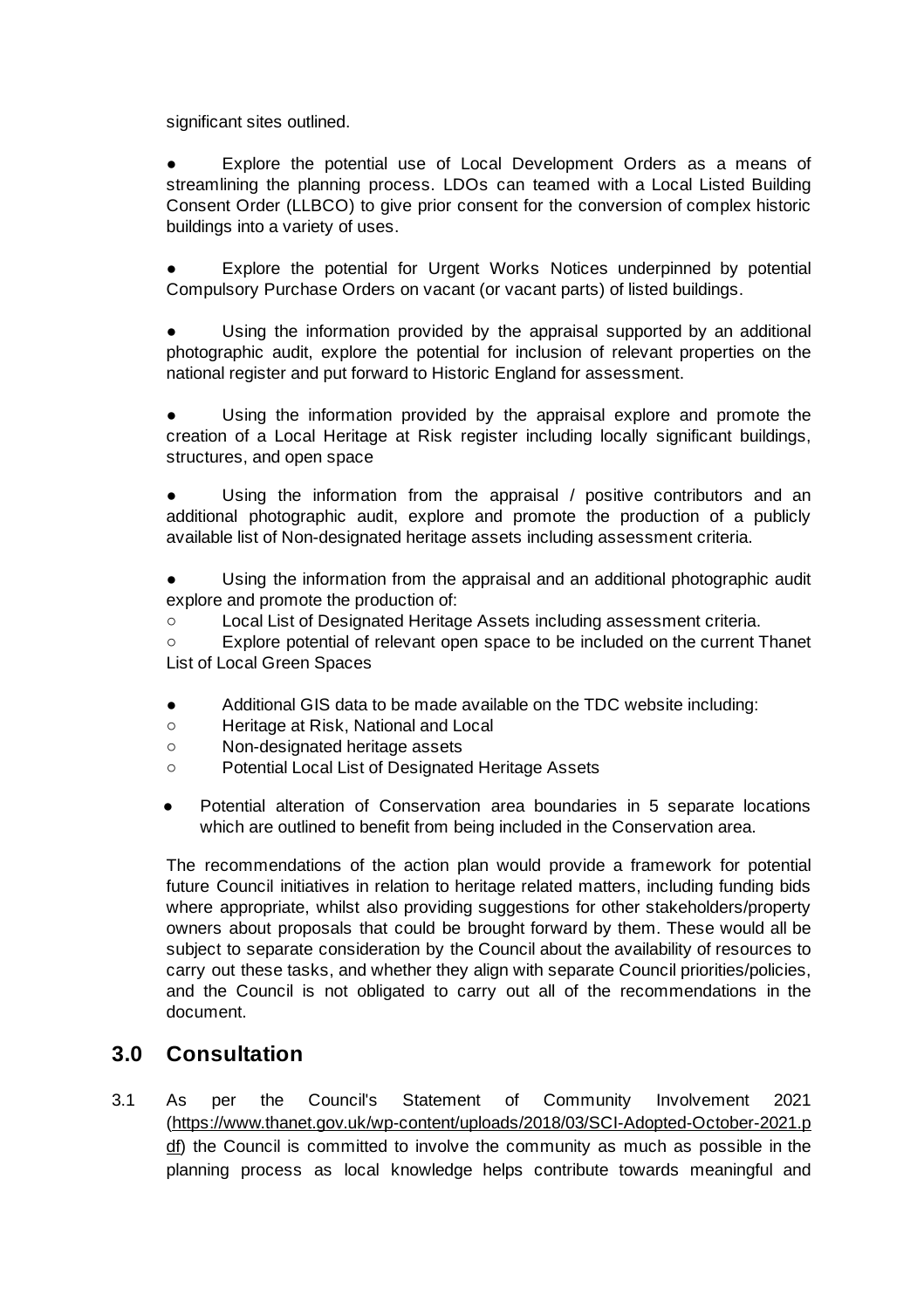significant sites outlined.

- Explore the potential use of Local Development Orders as a means of streamlining the planning process. LDOs can teamed with a Local Listed Building Consent Order (LLBCO) to give prior consent for the conversion of complex historic buildings into a variety of uses.

- Explore the potential for Urgent Works Notices underpinned by potential Compulsory Purchase Orders on vacant (or vacant parts) of listed buildings.

- Using the information provided by the appraisal supported by an additional photographic audit, explore the potential for inclusion of relevant properties on the national register and put forward to Historic England for assessment.

- Using the information provided by the appraisal explore and promote the creation of a Local Heritage at Risk register including locally significant buildings, structures, and open space

- Using the information from the appraisal / positive contributors and an additional photographic audit, explore and promote the production of a publicly available list of Non-designated heritage assets including assessment criteria.

- Using the information from the appraisal and an additional photographic audit explore and promote the production of:
  - Local List of Designated Heritage Assets including assessment criteria.
  - Explore potential of relevant open space to be included on the current Thanet List of Local Green Spaces

- Additional GIS data to be made available on the TDC website including:
  - Heritage at Risk, National and Local
  - Non-designated heritage assets
  - Potential Local List of Designated Heritage Assets

- Potential alteration of Conservation area boundaries in 5 separate locations which are outlined to benefit from being included in the Conservation area.

The recommendations of the action plan would provide a framework for potential future Council initiatives in relation to heritage related matters, including funding bids where appropriate, whilst also providing suggestions for other stakeholders/property owners about proposals that could be brought forward by them. These would all be subject to separate consideration by the Council about the availability of resources to carry out these tasks, and whether they align with separate Council priorities/policies, and the Council is not obligated to carry out all of the recommendations in the document.

## 3.0 Consultation

3.1 As per the Council's Statement of Community Involvement 2021 (https://www.thanet.gov.uk/wp-content/uploads/2018/03/SCI-Adopted-October-2021.pdf) the Council is committed to involve the community as much as possible in the planning process as local knowledge helps contribute towards meaningful and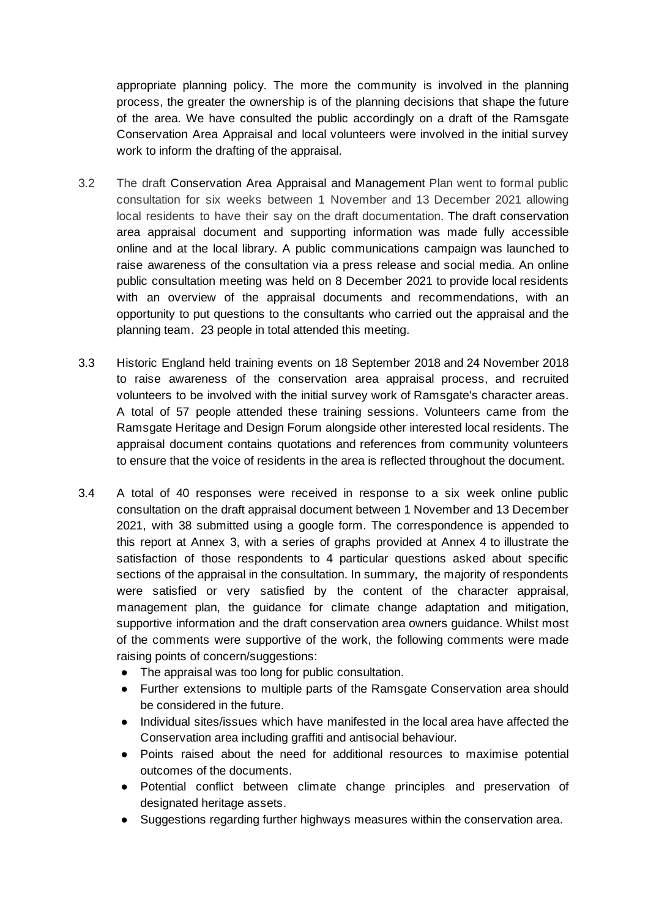appropriate planning policy. The more the community is involved in the planning process, the greater the ownership is of the planning decisions that shape the future of the area. We have consulted the public accordingly on a draft of the Ramsgate Conservation Area Appraisal and local volunteers were involved in the initial survey work to inform the drafting of the appraisal.

3.2 The draft Conservation Area Appraisal and Management Plan went to formal public consultation for six weeks between 1 November and 13 December 2021 allowing local residents to have their say on the draft documentation. The draft conservation area appraisal document and supporting information was made fully accessible online and at the local library. A public communications campaign was launched to raise awareness of the consultation via a press release and social media. An online public consultation meeting was held on 8 December 2021 to provide local residents with an overview of the appraisal documents and recommendations, with an opportunity to put questions to the consultants who carried out the appraisal and the planning team. 23 people in total attended this meeting.

3.3 Historic England held training events on 18 September 2018 and 24 November 2018 to raise awareness of the conservation area appraisal process, and recruited volunteers to be involved with the initial survey work of Ramsgate's character areas. A total of 57 people attended these training sessions. Volunteers came from the Ramsgate Heritage and Design Forum alongside other interested local residents. The appraisal document contains quotations and references from community volunteers to ensure that the voice of residents in the area is reflected throughout the document.

3.4 A total of 40 responses were received in response to a six week online public consultation on the draft appraisal document between 1 November and 13 December 2021, with 38 submitted using a google form. The correspondence is appended to this report at Annex 3, with a series of graphs provided at Annex 4 to illustrate the satisfaction of those respondents to 4 particular questions asked about specific sections of the appraisal in the consultation. In summary, the majority of respondents were satisfied or very satisfied by the content of the character appraisal, management plan, the guidance for climate change adaptation and mitigation, supportive information and the draft conservation area owners guidance. Whilst most of the comments were supportive of the work, the following comments were made raising points of concern/suggestions:

- The appraisal was too long for public consultation.
- Further extensions to multiple parts of the Ramsgate Conservation area should be considered in the future.
- Individual sites/issues which have manifested in the local area have affected the Conservation area including graffiti and antisocial behaviour.
- Points raised about the need for additional resources to maximise potential outcomes of the documents.
- Potential conflict between climate change principles and preservation of designated heritage assets.
- Suggestions regarding further highways measures within the conservation area.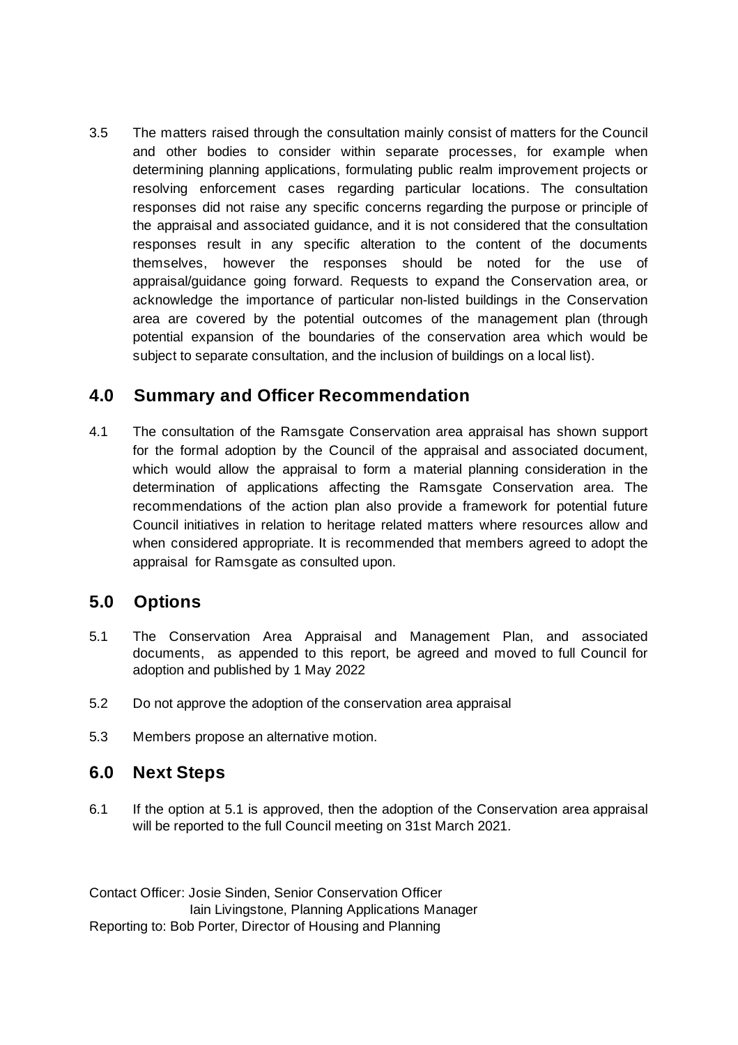3.5 The matters raised through the consultation mainly consist of matters for the Council and other bodies to consider within separate processes, for example when determining planning applications, formulating public realm improvement projects or resolving enforcement cases regarding particular locations. The consultation responses did not raise any specific concerns regarding the purpose or principle of the appraisal and associated guidance, and it is not considered that the consultation responses result in any specific alteration to the content of the documents themselves, however the responses should be noted for the use of appraisal/guidance going forward. Requests to expand the Conservation area, or acknowledge the importance of particular non-listed buildings in the Conservation area are covered by the potential outcomes of the management plan (through potential expansion of the boundaries of the conservation area which would be subject to separate consultation, and the inclusion of buildings on a local list).

## 4.0 Summary and Officer Recommendation

4.1 The consultation of the Ramsgate Conservation area appraisal has shown support for the formal adoption by the Council of the appraisal and associated document, which would allow the appraisal to form a material planning consideration in the determination of applications affecting the Ramsgate Conservation area. The recommendations of the action plan also provide a framework for potential future Council initiatives in relation to heritage related matters where resources allow and when considered appropriate. It is recommended that members agreed to adopt the appraisal for Ramsgate as consulted upon.

## 5.0 Options

5.1 The Conservation Area Appraisal and Management Plan, and associated documents, as appended to this report, be agreed and moved to full Council for adoption and published by 1 May 2022

5.2 Do not approve the adoption of the conservation area appraisal

5.3 Members propose an alternative motion.

## 6.0 Next Steps

6.1 If the option at 5.1 is approved, then the adoption of the Conservation area appraisal will be reported to the full Council meeting on 31st March 2021.

Contact Officer: Josie Sinden, Senior Conservation Officer
Iain Livingstone, Planning Applications Manager
Reporting to: Bob Porter, Director of Housing and Planning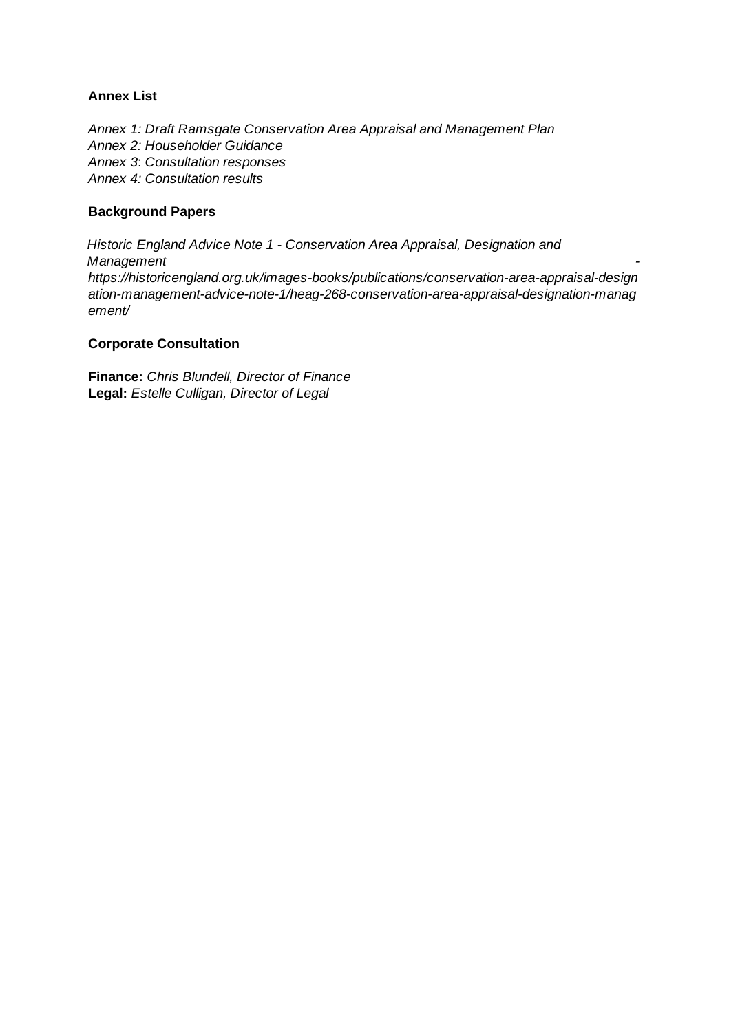**Annex List**

*Annex 1: Draft Ramsgate Conservation Area Appraisal and Management Plan*
*Annex 2: Householder Guidance*
*Annex 3: Consultation responses*
*Annex 4: Consultation results*

**Background Papers**

*Historic England Advice Note 1 - Conservation Area Appraisal, Designation and Management - https://historicengland.org.uk/images-books/publications/conservation-area-appraisal-designation-management-advice-note-1/heag-268-conservation-area-appraisal-designation-management/*

**Corporate Consultation**

**Finance:** *Chris Blundell, Director of Finance*
**Legal:** *Estelle Culligan, Director of Legal*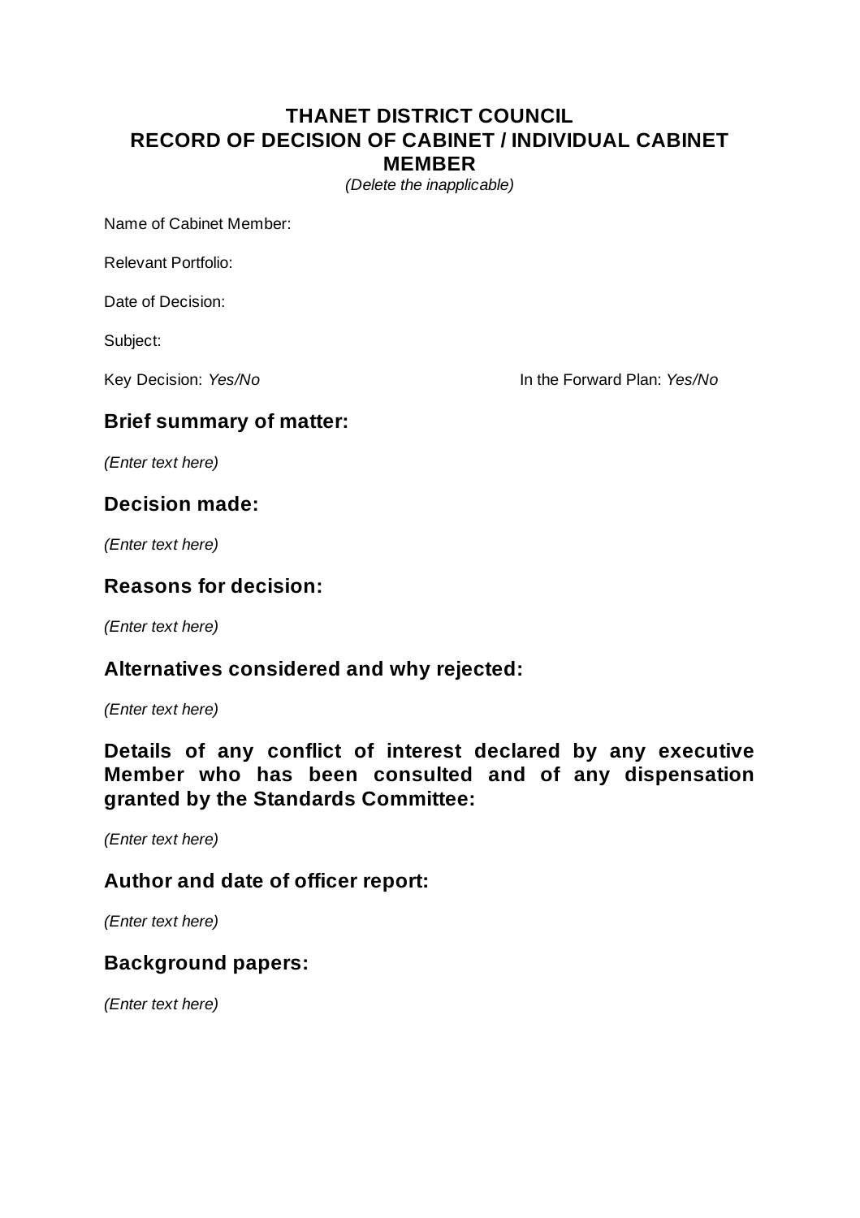# THANET DISTRICT COUNCIL
# RECORD OF DECISION OF CABINET / INDIVIDUAL CABINET MEMBER

*(Delete the inapplicable)*

Name of Cabinet Member:

Relevant Portfolio:

Date of Decision:

Subject:

Key Decision: *Yes/No*  In the Forward Plan: *Yes/No*

## Brief summary of matter:

*(Enter text here)*

## Decision made:

*(Enter text here)*

## Reasons for decision:

*(Enter text here)*

## Alternatives considered and why rejected:

*(Enter text here)*

## Details of any conflict of interest declared by any executive Member who has been consulted and of any dispensation granted by the Standards Committee:

*(Enter text here)*

## Author and date of officer report:

*(Enter text here)*

## Background papers:

*(Enter text here)*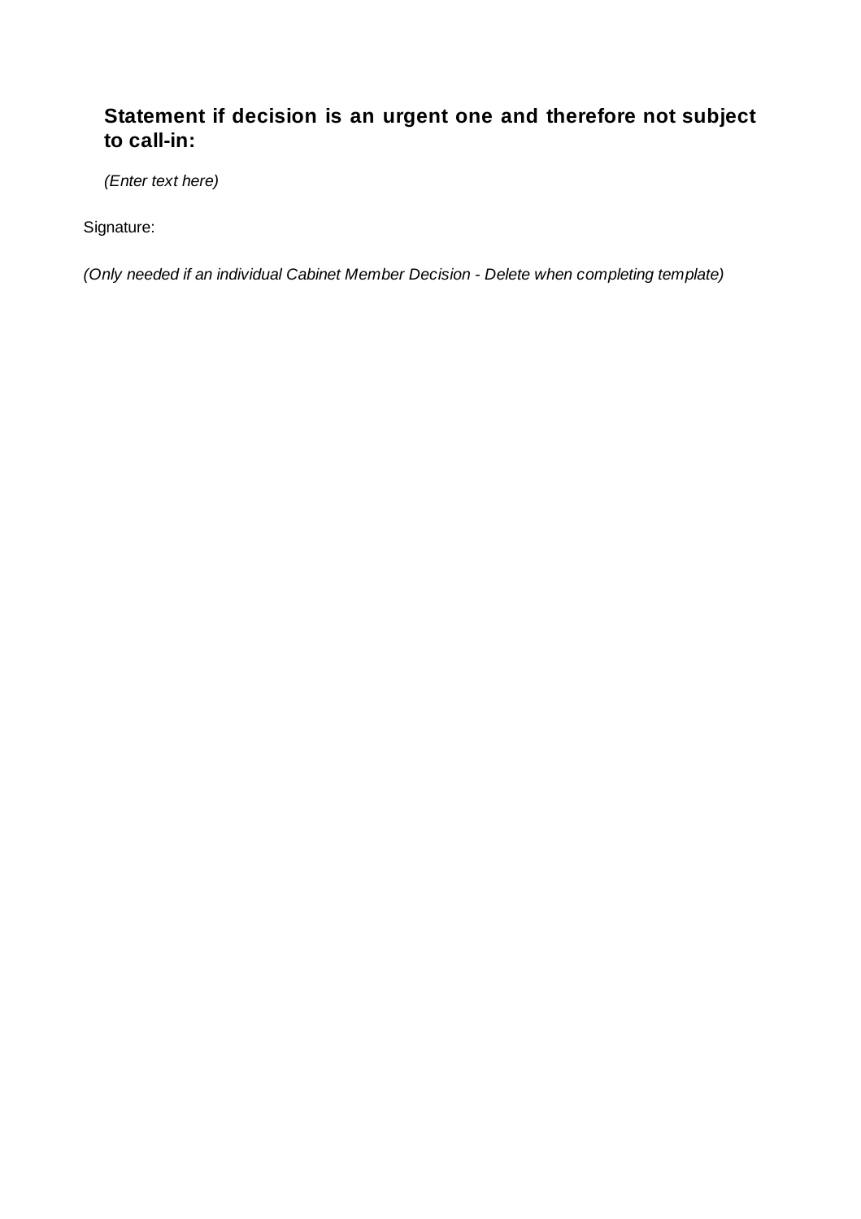### Statement if decision is an urgent one and therefore not subject to call-in:

*(Enter text here)*

Signature:

*(Only needed if an individual Cabinet Member Decision - Delete when completing template)*